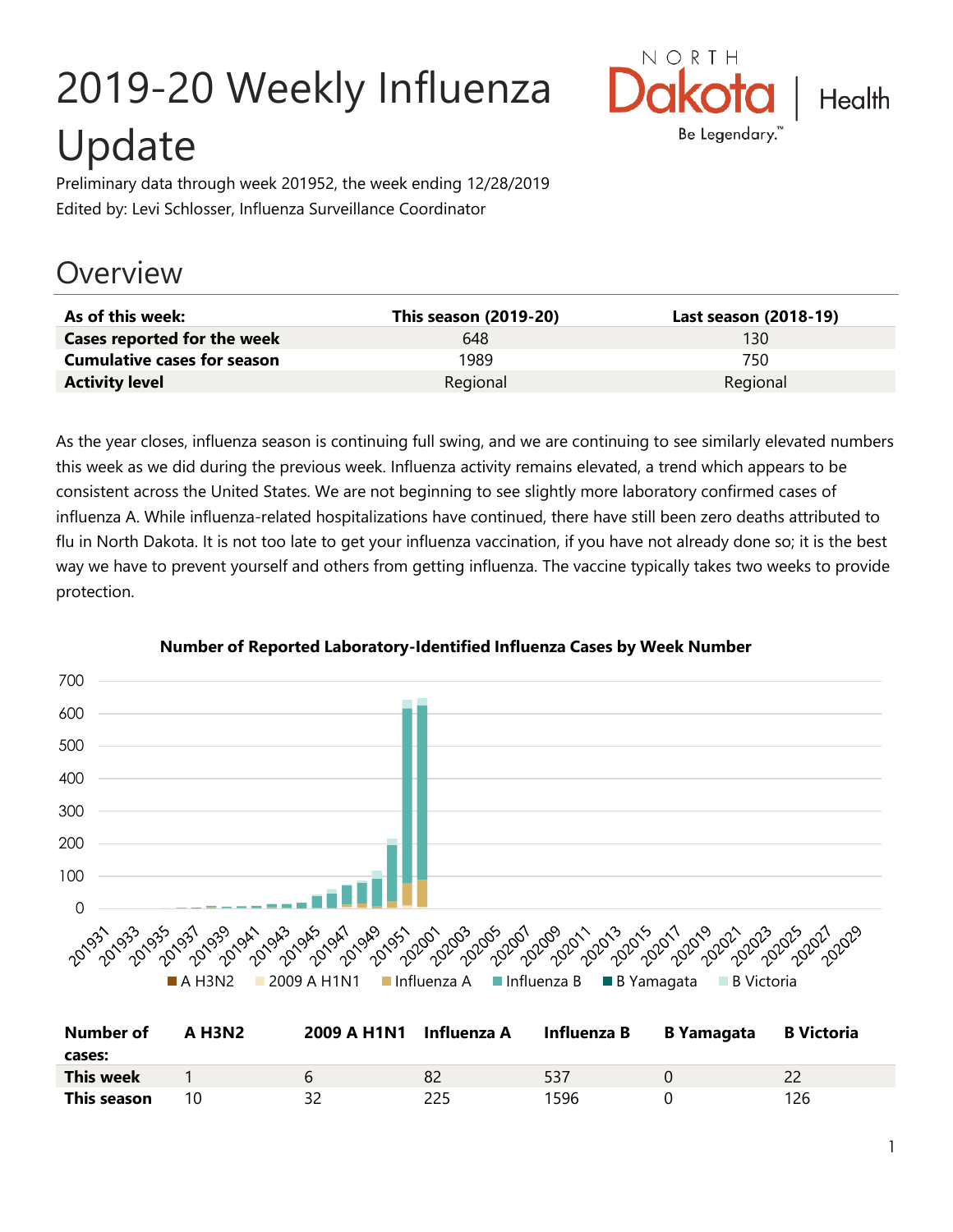# 2019-20 Weekly Influenza Update

Preliminary data through week 201952, the week ending 12/28/2019

Edited by: Levi Schlosser, Influenza Surveillance Coordinator

## Overview

| As of this week: | This season (2019-20) | Last season (2018-19) |
|---|---|---|
| **Cases reported for the week** | 648 | 130 |
| **Cumulative cases for season** | 1989 | 750 |
| **Activity level** | Regional | Regional |

As the year closes, influenza season is continuing full swing, and we are continuing to see similarly elevated numbers this week as we did during the previous week. Influenza activity remains elevated, a trend which appears to be consistent across the United States. We are not beginning to see slightly more laboratory confirmed cases of influenza A. While influenza-related hospitalizations have continued, there have still been zero deaths attributed to flu in North Dakota. It is not too late to get your influenza vaccination, if you have not already done so; it is the best way we have to prevent yourself and others from getting influenza. The vaccine typically takes two weeks to provide protection.

**Number of Reported Laboratory-Identified Influenza Cases by Week Number**

| Number of cases: | A H3N2 | 2009 A H1N1 | Influenza A | Influenza B | B Yamagata | B Victoria |
|---|---|---|---|---|---|---|
| **This week** | 1 | 6 | 82 | 537 | 0 | 22 |
| **This season** | 10 | 32 | 225 | 1596 | 0 | 126 |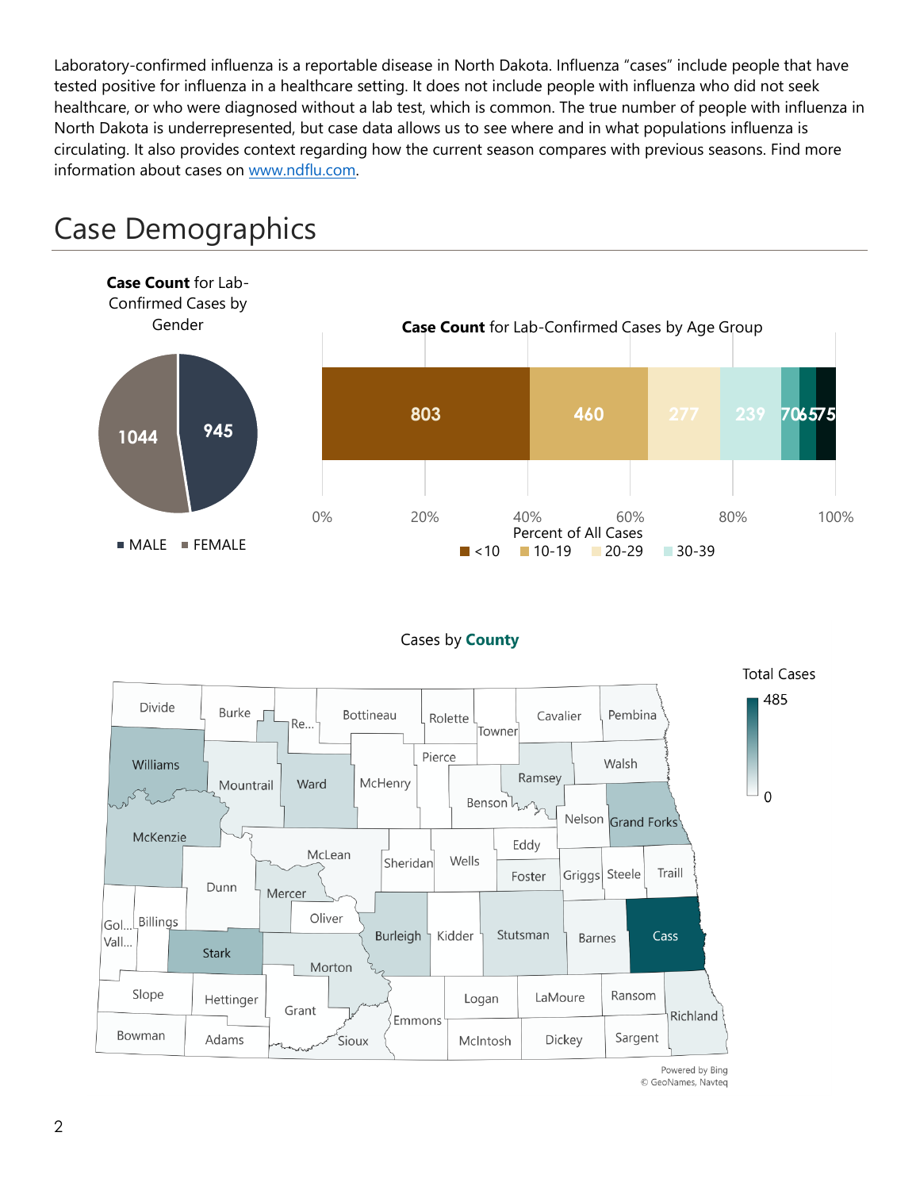Laboratory-confirmed influenza is a reportable disease in North Dakota. Influenza "cases" include people that have tested positive for influenza in a healthcare setting. It does not include people with influenza who did not seek healthcare, or who were diagnosed without a lab test, which is common. The true number of people with influenza in North Dakota is underrepresented, but case data allows us to see where and in what populations influenza is circulating. It also provides context regarding how the current season compares with previous seasons. Find more information about cases on [www.ndflu.com](http://www.ndflu.com).

# Case Demographics

**Case Count** for Lab-Confirmed Cases by Gender

| Gender | Case Count |
| --- | --- |
| MALE | 945 |
| FEMALE | 1044 |

**Case Count** for Lab-Confirmed Cases by Age Group

| Age Group | Case Count |
| --- | --- |
| <10 | 803 |
| 10-19 | 460 |
| 20-29 | 277 |
| 30-39 | 239 |
| | 70 |
| | 65 |
| | 75 |

Percent of All Cases: 0% 20% 40% 60% 80% 100%

Cases by **County**

Total Cases: 0 – 485

Divide, Burke, Re..., Bottineau, Rolette, Towner, Cavalier, Pembina, Williams, Mountrail, Ward, McHenry, Pierce, Ramsey, Walsh, Benson, Nelson, Grand Forks, McKenzie, McLean, Sheridan, Wells, Eddy, Foster, Griggs, Steele, Traill, Dunn, Mercer, Oliver, Burleigh, Kidder, Stutsman, Barnes, Cass, Gol... Vall..., Billings, Stark, Morton, Slope, Hettinger, Grant, Emmons, Logan, LaMoure, Ransom, Richland, Bowman, Adams, Sioux, McIntosh, Dickey, Sargent

Powered by Bing
© GeoNames, Navteq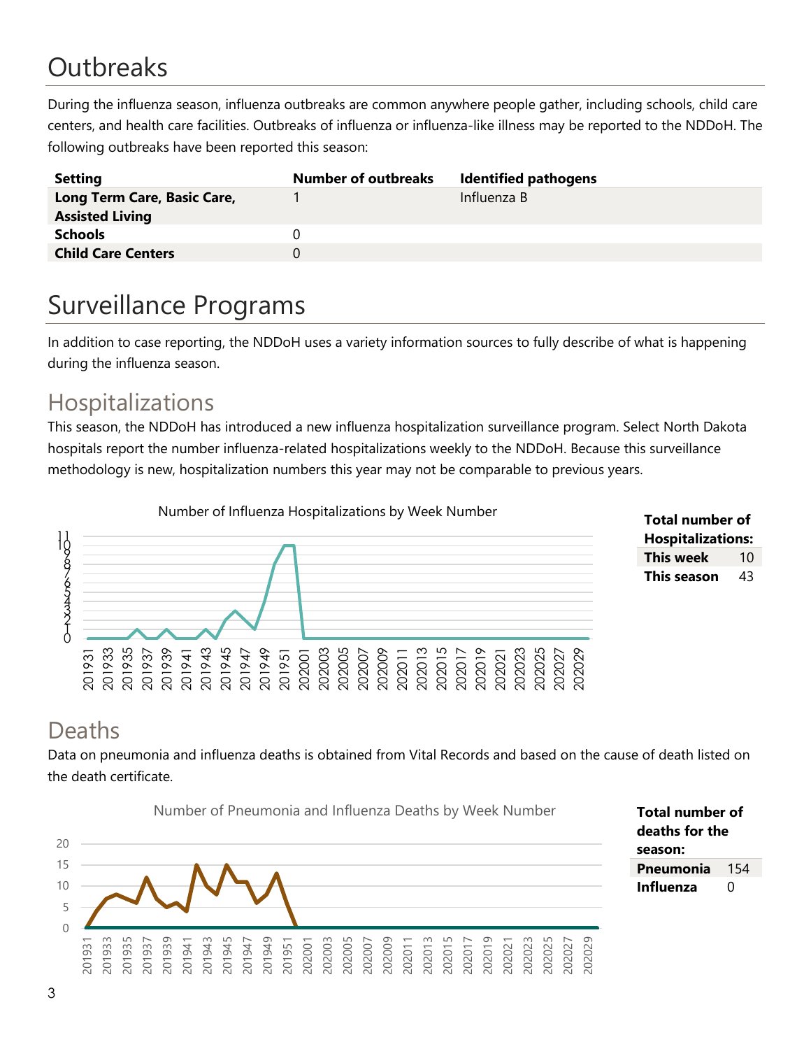# Outbreaks

During the influenza season, influenza outbreaks are common anywhere people gather, including schools, child care centers, and health care facilities. Outbreaks of influenza or influenza-like illness may be reported to the NDDoH. The following outbreaks have been reported this season:

| Setting | Number of outbreaks | Identified pathogens |
|---|---|---|
| **Long Term Care, Basic Care, Assisted Living** | 1 | Influenza B |
| **Schools** | 0 | |
| **Child Care Centers** | 0 | |

# Surveillance Programs

In addition to case reporting, the NDDoH uses a variety information sources to fully describe of what is happening during the influenza season.

## Hospitalizations

This season, the NDDoH has introduced a new influenza hospitalization surveillance program. Select North Dakota hospitals report the number influenza-related hospitalizations weekly to the NDDoH. Because this surveillance methodology is new, hospitalization numbers this year may not be comparable to previous years.

Number of Influenza Hospitalizations by Week Number

| **Total number of Hospitalizations:** | |
|---|---|
| **This week** | 10 |
| **This season** | 43 |

## Deaths

Data on pneumonia and influenza deaths is obtained from Vital Records and based on the cause of death listed on the death certificate.

Number of Pneumonia and Influenza Deaths by Week Number

| **Total number of deaths for the season:** | |
|---|---|
| **Pneumonia** | 154 |
| **Influenza** | 0 |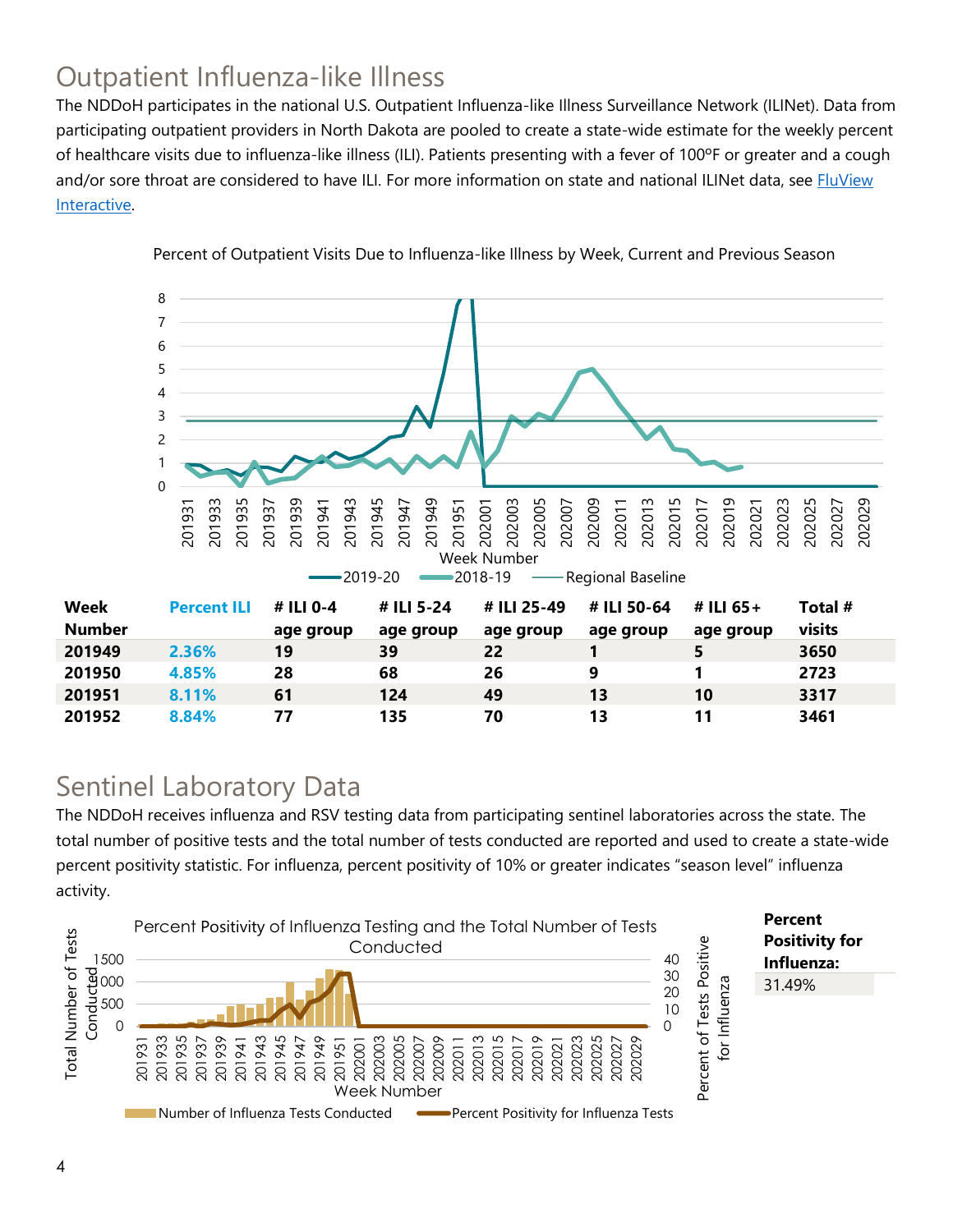## Outpatient Influenza-like Illness

The NDDoH participates in the national U.S. Outpatient Influenza-like Illness Surveillance Network (ILINet). Data from participating outpatient providers in North Dakota are pooled to create a state-wide estimate for the weekly percent of healthcare visits due to influenza-like illness (ILI). Patients presenting with a fever of 100ºF or greater and a cough and/or sore throat are considered to have ILI. For more information on state and national ILINet data, see FluView Interactive.

Percent of Outpatient Visits Due to Influenza-like Illness by Week, Current and Previous Season

| Week Number | Percent ILI | # ILI 0-4 age group | # ILI 5-24 age group | # ILI 25-49 age group | # ILI 50-64 age group | # ILI 65+ age group | Total # visits |
|---|---|---|---|---|---|---|---|
| 201949 | 2.36% | 19 | 39 | 22 | 1 | 5 | 3650 |
| 201950 | 4.85% | 28 | 68 | 26 | 9 | 1 | 2723 |
| 201951 | 8.11% | 61 | 124 | 49 | 13 | 10 | 3317 |
| 201952 | 8.84% | 77 | 135 | 70 | 13 | 11 | 3461 |

## Sentinel Laboratory Data

The NDDoH receives influenza and RSV testing data from participating sentinel laboratories across the state. The total number of positive tests and the total number of tests conducted are reported and used to create a state-wide percent positivity statistic. For influenza, percent positivity of 10% or greater indicates "season level" influenza activity.

Percent Positivity of Influenza Testing and the Total Number of Tests Conducted

| Percent Positivity for Influenza: |
|---|
| 31.49% |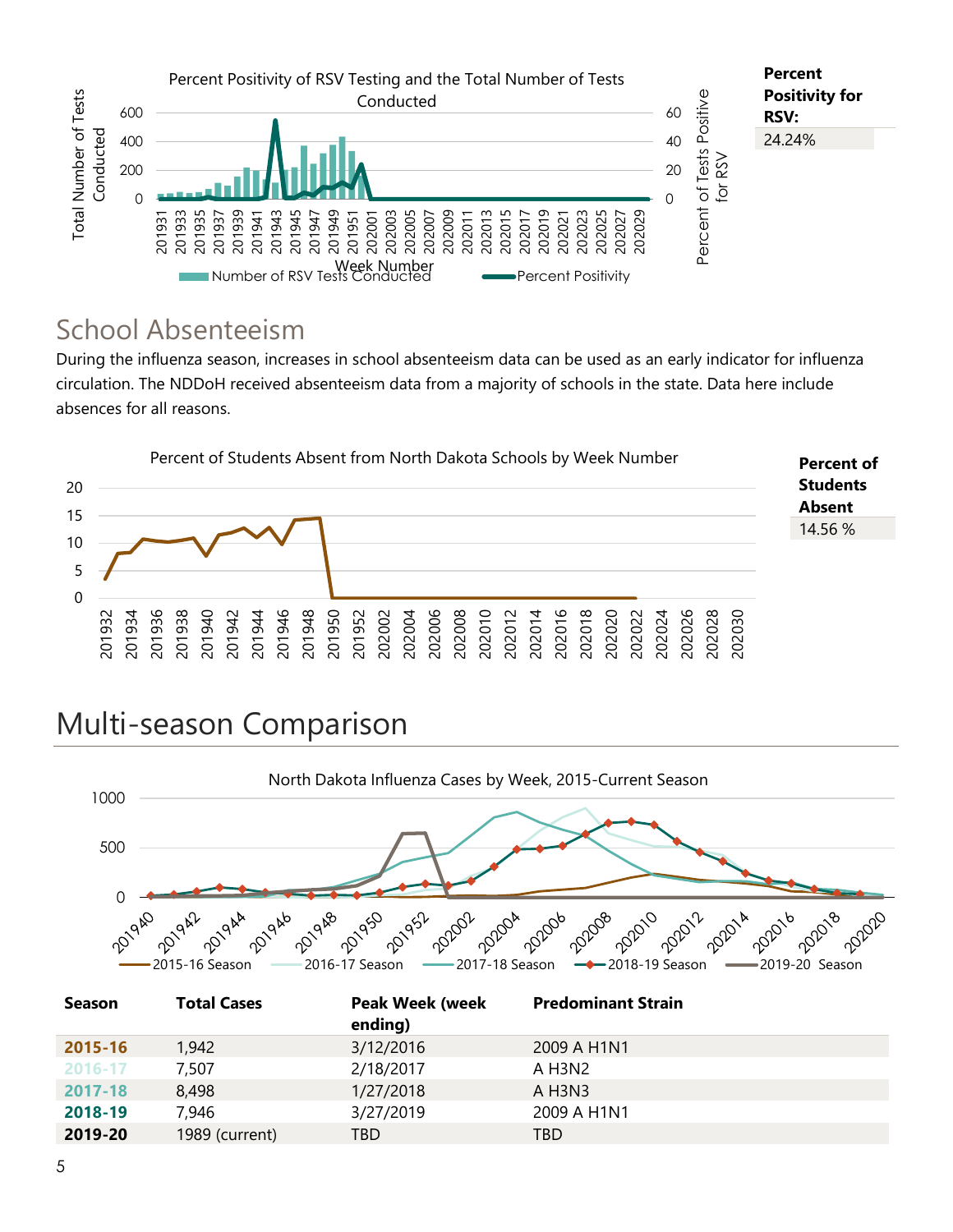Percent Positivity of RSV Testing and the Total Number of Tests Conducted

**Percent Positivity for RSV:**

24.24%

## School Absenteeism

During the influenza season, increases in school absenteeism data can be used as an early indicator for influenza circulation. The NDDoH received absenteeism data from a majority of schools in the state. Data here include absences for all reasons.

Percent of Students Absent from North Dakota Schools by Week Number

**Percent of Students Absent**

14.56 %

# Multi-season Comparison

North Dakota Influenza Cases by Week, 2015-Current Season

| Season | Total Cases | Peak Week (week ending) | Predominant Strain |
|---|---|---|---|
| **2015-16** | 1,942 | 3/12/2016 | 2009 A H1N1 |
| **2016-17** | 7,507 | 2/18/2017 | A H3N2 |
| **2017-18** | 8,498 | 1/27/2018 | A H3N3 |
| **2018-19** | 7,946 | 3/27/2019 | 2009 A H1N1 |
| **2019-20** | 1989 (current) | TBD | TBD |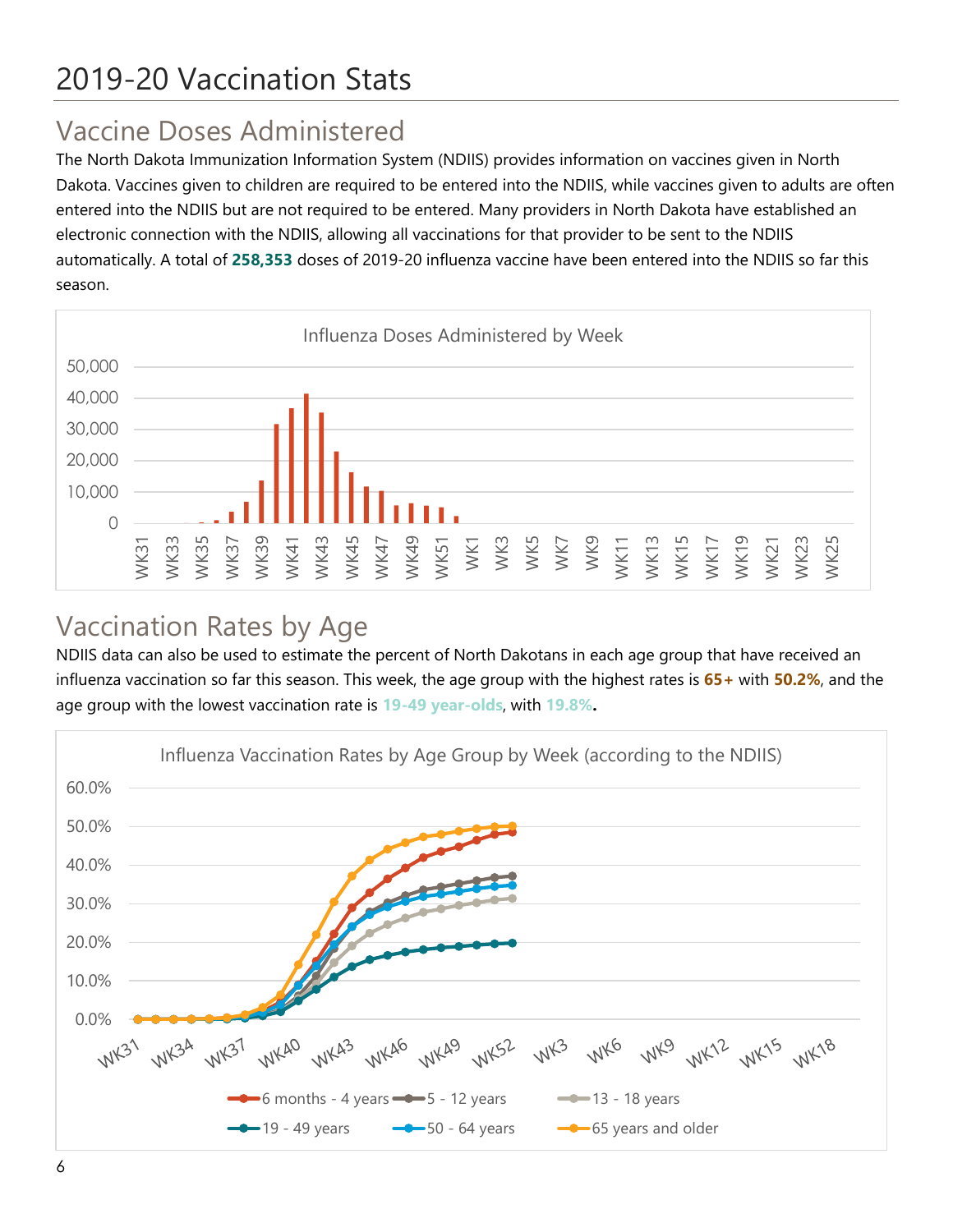# 2019-20 Vaccination Stats

## Vaccine Doses Administered

The North Dakota Immunization Information System (NDIIS) provides information on vaccines given in North Dakota. Vaccines given to children are required to be entered into the NDIIS, while vaccines given to adults are often entered into the NDIIS but are not required to be entered. Many providers in North Dakota have established an electronic connection with the NDIIS, allowing all vaccinations for that provider to be sent to the NDIIS automatically. A total of **258,353** doses of 2019-20 influenza vaccine have been entered into the NDIIS so far this season.

Influenza Doses Administered by Week

50,000
40,000
30,000
20,000
10,000
0

WK31 WK33 WK35 WK37 WK39 WK41 WK43 WK45 WK47 WK49 WK51 WK1 WK3 WK5 WK7 WK9 WK11 WK13 WK15 WK17 WK19 WK21 WK23 WK25

## Vaccination Rates by Age

NDIIS data can also be used to estimate the percent of North Dakotans in each age group that have received an influenza vaccination so far this season. This week, the age group with the highest rates is **65+** with **50.2%**, and the age group with the lowest vaccination rate is **19-49 year-olds**, with **19.8%**.

Influenza Vaccination Rates by Age Group by Week (according to the NDIIS)

60.0%
50.0%
40.0%
30.0%
20.0%
10.0%
0.0%

WK31 WK34 WK37 WK40 WK43 WK46 WK49 WK52 WK3 WK6 WK9 WK12 WK15 WK18

6 months - 4 years
5 - 12 years
13 - 18 years
19 - 49 years
50 - 64 years
65 years and older